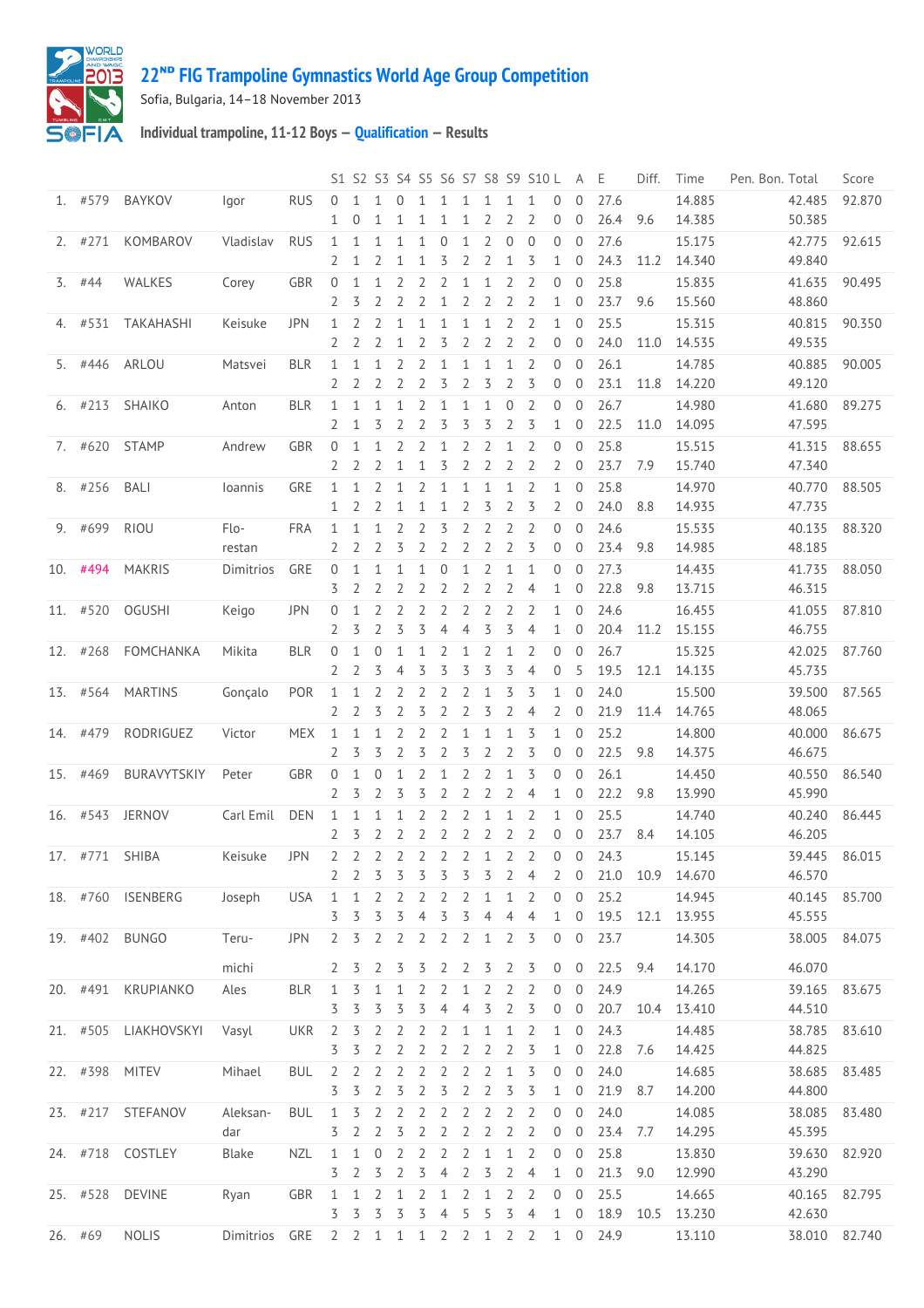# 22ND FIG Trampoline Gymnastics World Age Group Competition

Sofia, Bulgaria, 14–18 November 2013

### Individual trampoline, 11-12 Boys — Qualification — Results

| | | | | | S1 | S2 | S3 | S4 | S5 | S6 | S7 | S8 | S9 | S10 | L | A | E | Diff. | Time | Pen. | Bon. | Total | Score |
|---|---|---|---|---|---|---|---|---|---|---|---|---|---|---|---|---|---|---|---|---|---|---|---|
| 1. | #579 | BAYKOV | Igor | RUS | 0 | 1 | 1 | 0 | 1 | 1 | 1 | 1 | 1 | 1 | 0 | 0 | 27.6 | | 14.885 | | | 42.485 | 92.870 |
| | | | | | 1 | 0 | 1 | 1 | 1 | 1 | 1 | 2 | 2 | 2 | 0 | 0 | 26.4 | 9.6 | 14.385 | | | 50.385 | |
| 2. | #271 | KOMBAROV | Vladislav | RUS | 1 | 1 | 1 | 1 | 1 | 0 | 1 | 2 | 0 | 0 | 0 | 0 | 27.6 | | 15.175 | | | 42.775 | 92.615 |
| | | | | | 2 | 1 | 2 | 1 | 1 | 3 | 2 | 2 | 1 | 3 | 1 | 0 | 24.3 | 11.2 | 14.340 | | | 49.840 | |
| 3. | #44 | WALKES | Corey | GBR | 0 | 1 | 1 | 2 | 2 | 2 | 1 | 1 | 2 | 2 | 0 | 0 | 25.8 | | 15.835 | | | 41.635 | 90.495 |
| | | | | | 2 | 3 | 2 | 2 | 2 | 1 | 2 | 2 | 2 | 2 | 1 | 0 | 23.7 | 9.6 | 15.560 | | | 48.860 | |
| 4. | #531 | TAKAHASHI | Keisuke | JPN | 1 | 2 | 2 | 1 | 1 | 1 | 1 | 2 | 2 | 2 | 1 | 0 | 25.5 | | 15.315 | | | 40.815 | 90.350 |
| | | | | | 2 | 2 | 2 | 2 | 1 | 2 | 3 | 2 | 2 | 2 | 0 | 0 | 24.0 | 11.0 | 14.535 | | | 49.535 | |
| 5. | #446 | ARLOU | Matsvei | BLR | 1 | 1 | 1 | 2 | 2 | 1 | 1 | 1 | 1 | 2 | 0 | 0 | 26.1 | | 14.785 | | | 40.885 | 90.005 |
| | | | | | 2 | 2 | 2 | 2 | 2 | 3 | 2 | 3 | 2 | 3 | 0 | 0 | 23.1 | 11.8 | 14.220 | | | 49.120 | |
| 6. | #213 | SHAIKO | Anton | BLR | 1 | 1 | 1 | 1 | 2 | 1 | 1 | 1 | 0 | 2 | 0 | 0 | 26.7 | | 14.980 | | | 41.680 | 89.275 |
| | | | | | 2 | 1 | 3 | 2 | 2 | 3 | 3 | 3 | 2 | 3 | 1 | 0 | 22.5 | 11.0 | 14.095 | | | 47.595 | |
| 7. | #620 | STAMP | Andrew | GBR | 0 | 1 | 1 | 2 | 2 | 1 | 2 | 2 | 1 | 2 | 0 | 0 | 25.8 | | 15.515 | | | 41.315 | 88.655 |
| | | | | | 2 | 2 | 2 | 1 | 1 | 3 | 2 | 2 | 2 | 2 | 2 | 0 | 23.7 | 7.9 | 15.740 | | | 47.340 | |
| 8. | #256 | BALI | Ioannis | GRE | 1 | 1 | 2 | 1 | 2 | 1 | 1 | 1 | 1 | 2 | 1 | 0 | 25.8 | | 14.970 | | | 40.770 | 88.505 |
| | | | | | 1 | 2 | 2 | 1 | 1 | 1 | 2 | 3 | 2 | 3 | 2 | 0 | 24.0 | 8.8 | 14.935 | | | 47.735 | |
| 9. | #699 | RIOU | Flo-restan | FRA | 1 | 1 | 1 | 2 | 2 | 3 | 2 | 2 | 2 | 2 | 0 | 0 | 24.6 | | 15.535 | | | 40.135 | 88.320 |
| | | | | | 2 | 2 | 2 | 3 | 2 | 2 | 2 | 2 | 2 | 3 | 0 | 0 | 23.4 | 9.8 | 14.985 | | | 48.185 | |
| 10. | #494 | MAKRIS | Dimitrios | GRE | 0 | 1 | 1 | 1 | 1 | 0 | 1 | 2 | 1 | 1 | 0 | 0 | 27.3 | | 14.435 | | | 41.735 | 88.050 |
| | | | | | 3 | 2 | 2 | 2 | 2 | 2 | 2 | 2 | 2 | 4 | 1 | 0 | 22.8 | 9.8 | 13.715 | | | 46.315 | |
| 11. | #520 | OGUSHI | Keigo | JPN | 0 | 1 | 2 | 2 | 2 | 2 | 2 | 2 | 2 | 2 | 1 | 0 | 24.6 | | 16.455 | | | 41.055 | 87.810 |
| | | | | | 2 | 3 | 2 | 3 | 3 | 4 | 4 | 3 | 3 | 4 | 1 | 0 | 20.4 | 11.2 | 15.155 | | | 46.755 | |
| 12. | #268 | FOMCHANKA | Mikita | BLR | 0 | 1 | 0 | 1 | 1 | 2 | 1 | 2 | 1 | 2 | 0 | 0 | 26.7 | | 15.325 | | | 42.025 | 87.760 |
| | | | | | 2 | 2 | 3 | 4 | 3 | 3 | 3 | 3 | 3 | 4 | 0 | 5 | 19.5 | 12.1 | 14.135 | | | 45.735 | |
| 13. | #564 | MARTINS | Gonçalo | POR | 1 | 1 | 2 | 2 | 2 | 2 | 2 | 1 | 3 | 3 | 1 | 0 | 24.0 | | 15.500 | | | 39.500 | 87.565 |
| | | | | | 2 | 2 | 3 | 2 | 3 | 2 | 3 | 2 | 2 | 4 | 2 | 0 | 21.9 | 11.4 | 14.765 | | | 48.065 | |
| 14. | #479 | RODRIGUEZ | Victor | MEX | 1 | 1 | 1 | 2 | 2 | 2 | 1 | 1 | 1 | 3 | 1 | 0 | 25.2 | | 14.800 | | | 40.000 | 86.675 |
| | | | | | 2 | 3 | 3 | 2 | 3 | 2 | 3 | 2 | 2 | 3 | 0 | 0 | 22.5 | 9.8 | 14.375 | | | 46.675 | |
| 15. | #469 | BURAVYTSKIY | Peter | GBR | 0 | 1 | 0 | 1 | 2 | 1 | 2 | 2 | 1 | 3 | 0 | 0 | 26.1 | | 14.450 | | | 40.550 | 86.540 |
| | | | | | 2 | 3 | 2 | 3 | 3 | 2 | 2 | 2 | 2 | 4 | 1 | 0 | 22.2 | 9.8 | 13.990 | | | 45.990 | |
| 16. | #543 | JERNOV | Carl Emil | DEN | 1 | 1 | 1 | 1 | 2 | 2 | 2 | 1 | 1 | 2 | 1 | 0 | 25.5 | | 14.740 | | | 40.240 | 86.445 |
| | | | | | 2 | 3 | 2 | 2 | 2 | 2 | 2 | 2 | 2 | 2 | 0 | 0 | 23.7 | 8.4 | 14.105 | | | 46.205 | |
| 17. | #771 | SHIBA | Keisuke | JPN | 2 | 2 | 2 | 2 | 2 | 2 | 2 | 1 | 2 | 2 | 0 | 0 | 24.3 | | 15.145 | | | 39.445 | 86.015 |
| | | | | | 2 | 2 | 3 | 3 | 3 | 3 | 3 | 3 | 2 | 4 | 2 | 0 | 21.0 | 10.9 | 14.670 | | | 46.570 | |
| 18. | #760 | ISENBERG | Joseph | USA | 1 | 1 | 2 | 2 | 2 | 2 | 2 | 1 | 1 | 2 | 0 | 0 | 25.2 | | 14.945 | | | 40.145 | 85.700 |
| | | | | | 3 | 3 | 3 | 3 | 4 | 3 | 3 | 4 | 4 | 4 | 1 | 0 | 19.5 | 12.1 | 13.955 | | | 45.555 | |
| 19. | #402 | BUNGO | Teru-michi | JPN | 2 | 3 | 2 | 2 | 2 | 2 | 2 | 1 | 2 | 3 | 0 | 0 | 23.7 | | 14.305 | | | 38.005 | 84.075 |
| | | | | | 2 | 3 | 2 | 3 | 3 | 2 | 2 | 3 | 2 | 3 | 0 | 0 | 22.5 | 9.4 | 14.170 | | | 46.070 | |
| 20. | #491 | KRUPIANKO | Ales | BLR | 1 | 3 | 1 | 1 | 2 | 2 | 1 | 2 | 2 | 2 | 0 | 0 | 24.9 | | 14.265 | | | 39.165 | 83.675 |
| | | | | | 3 | 3 | 3 | 3 | 3 | 4 | 4 | 3 | 2 | 3 | 0 | 0 | 20.7 | 10.4 | 13.410 | | | 44.510 | |
| 21. | #505 | LIAKHOVSKYI | Vasyl | UKR | 2 | 3 | 2 | 2 | 2 | 2 | 1 | 1 | 1 | 2 | 1 | 0 | 24.3 | | 14.485 | | | 38.785 | 83.610 |
| | | | | | 3 | 3 | 2 | 2 | 2 | 2 | 2 | 2 | 2 | 3 | 1 | 0 | 22.8 | 7.6 | 14.425 | | | 44.825 | |
| 22. | #398 | MITEV | Mihael | BUL | 2 | 2 | 2 | 2 | 2 | 2 | 2 | 2 | 1 | 3 | 0 | 0 | 24.0 | | 14.685 | | | 38.685 | 83.485 |
| | | | | | 3 | 3 | 2 | 3 | 2 | 3 | 2 | 2 | 3 | 3 | 1 | 0 | 21.9 | 8.7 | 14.200 | | | 44.800 | |
| 23. | #217 | STEFANOV | Aleksan-dar | BUL | 1 | 3 | 2 | 2 | 2 | 2 | 2 | 2 | 2 | 2 | 0 | 0 | 24.0 | | 14.085 | | | 38.085 | 83.480 |
| | | | | | 3 | 2 | 2 | 3 | 2 | 2 | 2 | 2 | 2 | 2 | 0 | 0 | 23.4 | 7.7 | 14.295 | | | 45.395 | |
| 24. | #718 | COSTLEY | Blake | NZL | 1 | 1 | 0 | 2 | 2 | 2 | 1 | 1 | 1 | 2 | 0 | 0 | 25.8 | | 13.830 | | | 39.630 | 82.920 |
| | | | | | 3 | 2 | 3 | 2 | 3 | 4 | 2 | 3 | 2 | 4 | 1 | 0 | 21.3 | 9.0 | 12.990 | | | 43.290 | |
| 25. | #528 | DEVINE | Ryan | GBR | 1 | 1 | 2 | 1 | 2 | 1 | 2 | 1 | 2 | 2 | 0 | 0 | 25.5 | | 14.665 | | | 40.165 | 82.795 |
| | | | | | 3 | 3 | 3 | 3 | 3 | 4 | 5 | 5 | 3 | 4 | 1 | 0 | 18.9 | 10.5 | 13.230 | | | 42.630 | |
| 26. | #69 | NOLIS | Dimitrios | GRE | 2 | 2 | 1 | 1 | 1 | 2 | 2 | 1 | 2 | 2 | 1 | 0 | 24.9 | | 13.110 | | | 38.010 | 82.740 |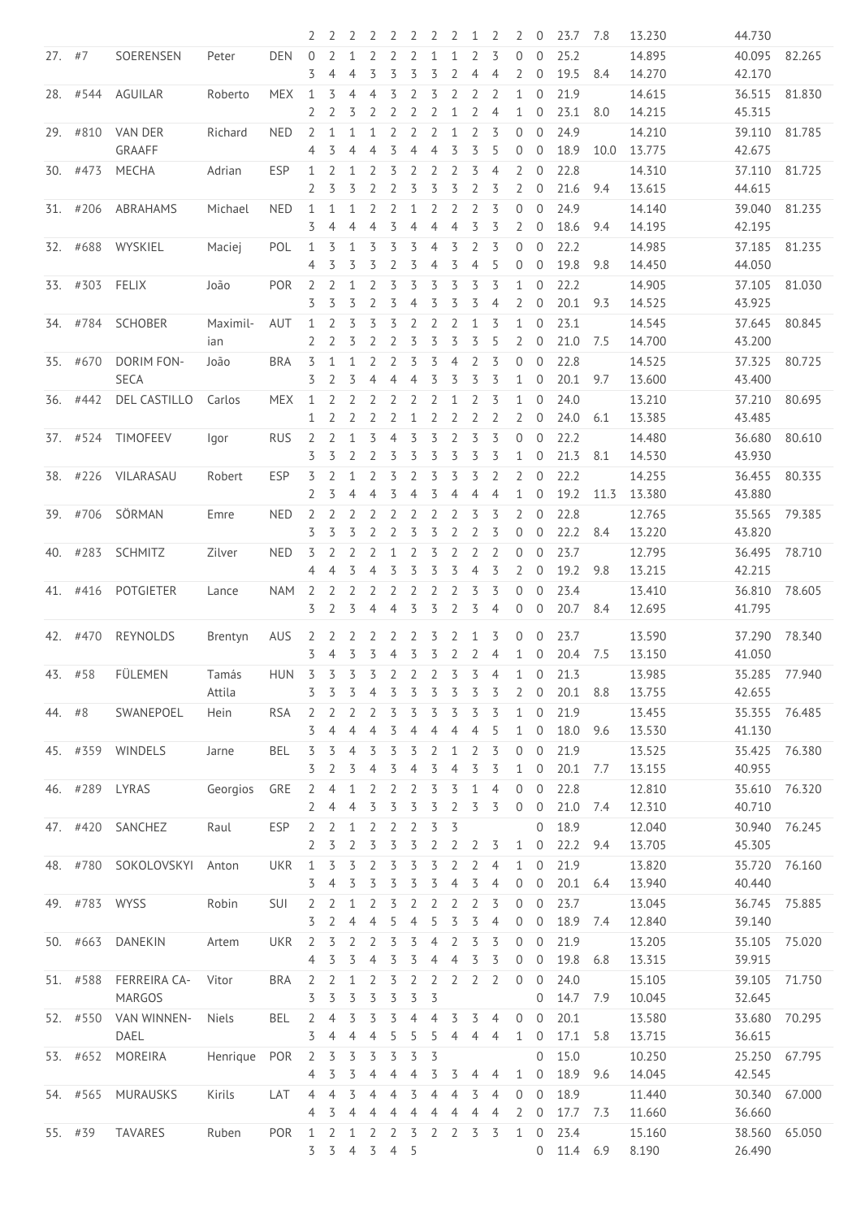| | | | | | | | | | | | | | | | | | | | | | |
|---|---|---|---|---|---|---|---|---|---|---|---|---|---|---|---|---|---|---|---|---|---|
| | | | | | 2 | 2 | 2 | 2 | 2 | 2 | 2 | 2 | 1 | 2 | 2 | 0 | 23.7 | 7.8 | 13.230 | 44.730 | |
| 27. | #7 | SOERENSEN | Peter | DEN | 0 | 2 | 1 | 2 | 2 | 2 | 1 | 1 | 2 | 3 | 0 | 0 | 25.2 | | 14.895 | 40.095 | 82.265 |
| | | | | | 3 | 4 | 4 | 3 | 3 | 3 | 3 | 2 | 4 | 4 | 2 | 0 | 19.5 | 8.4 | 14.270 | 42.170 | |
| 28. | #544 | AGUILAR | Roberto | MEX | 1 | 3 | 4 | 4 | 3 | 2 | 3 | 2 | 2 | 2 | 1 | 0 | 21.9 | | 14.615 | 36.515 | 81.830 |
| | | | | | 2 | 2 | 3 | 2 | 2 | 2 | 2 | 1 | 2 | 4 | 1 | 0 | 23.1 | 8.0 | 14.215 | 45.315 | |
| 29. | #810 | VAN DER GRAAFF | Richard | NED | 2 | 1 | 1 | 1 | 2 | 2 | 2 | 1 | 2 | 3 | 0 | 0 | 24.9 | | 14.210 | 39.110 | 81.785 |
| | | | | | 4 | 3 | 4 | 4 | 3 | 4 | 4 | 3 | 3 | 5 | 0 | 0 | 18.9 | 10.0 | 13.775 | 42.675 | |
| 30. | #473 | MECHA | Adrian | ESP | 1 | 2 | 1 | 2 | 3 | 2 | 2 | 2 | 3 | 4 | 2 | 0 | 22.8 | | 14.310 | 37.110 | 81.725 |
| | | | | | 2 | 3 | 3 | 2 | 2 | 3 | 3 | 3 | 2 | 3 | 2 | 0 | 21.6 | 9.4 | 13.615 | 44.615 | |
| 31. | #206 | ABRAHAMS | Michael | NED | 1 | 1 | 1 | 2 | 2 | 1 | 2 | 2 | 2 | 3 | 0 | 0 | 24.9 | | 14.140 | 39.040 | 81.235 |
| | | | | | 3 | 4 | 4 | 4 | 3 | 4 | 4 | 4 | 3 | 3 | 2 | 0 | 18.6 | 9.4 | 14.195 | 42.195 | |
| 32. | #688 | WYSKIEL | Maciej | POL | 1 | 3 | 1 | 3 | 3 | 3 | 4 | 3 | 2 | 3 | 0 | 0 | 22.2 | | 14.985 | 37.185 | 81.235 |
| | | | | | 4 | 3 | 3 | 3 | 2 | 3 | 4 | 3 | 4 | 5 | 0 | 0 | 19.8 | 9.8 | 14.450 | 44.050 | |
| 33. | #303 | FELIX | João | POR | 2 | 2 | 1 | 2 | 3 | 3 | 3 | 3 | 3 | 3 | 1 | 0 | 22.2 | | 14.905 | 37.105 | 81.030 |
| | | | | | 3 | 3 | 3 | 2 | 3 | 4 | 3 | 3 | 3 | 4 | 2 | 0 | 20.1 | 9.3 | 14.525 | 43.925 | |
| 34. | #784 | SCHOBER | Maximilian | AUT | 1 | 2 | 3 | 3 | 3 | 2 | 2 | 2 | 1 | 3 | 1 | 0 | 23.1 | | 14.545 | 37.645 | 80.845 |
| | | | | | 2 | 2 | 3 | 2 | 2 | 3 | 3 | 3 | 3 | 5 | 2 | 0 | 21.0 | 7.5 | 14.700 | 43.200 | |
| 35. | #670 | DORIM FONSECA | João | BRA | 3 | 1 | 1 | 2 | 2 | 3 | 3 | 4 | 2 | 3 | 0 | 0 | 22.8 | | 14.525 | 37.325 | 80.725 |
| | | | | | 3 | 2 | 3 | 4 | 4 | 4 | 3 | 3 | 3 | 3 | 1 | 0 | 20.1 | 9.7 | 13.600 | 43.400 | |
| 36. | #442 | DEL CASTILLO | Carlos | MEX | 1 | 2 | 2 | 2 | 2 | 2 | 2 | 1 | 2 | 3 | 1 | 0 | 24.0 | | 13.210 | 37.210 | 80.695 |
| | | | | | 1 | 2 | 2 | 2 | 2 | 1 | 2 | 2 | 2 | 2 | 2 | 0 | 24.0 | 6.1 | 13.385 | 43.485 | |
| 37. | #524 | TIMOFEEV | Igor | RUS | 2 | 2 | 1 | 3 | 4 | 3 | 3 | 2 | 3 | 3 | 0 | 0 | 22.2 | | 14.480 | 36.680 | 80.610 |
| | | | | | 3 | 3 | 2 | 2 | 3 | 3 | 3 | 3 | 3 | 3 | 1 | 0 | 21.3 | 8.1 | 14.530 | 43.930 | |
| 38. | #226 | VILARASAU | Robert | ESP | 3 | 2 | 1 | 2 | 3 | 2 | 3 | 3 | 3 | 2 | 2 | 0 | 22.2 | | 14.255 | 36.455 | 80.335 |
| | | | | | 2 | 3 | 4 | 4 | 3 | 4 | 3 | 4 | 4 | 4 | 1 | 0 | 19.2 | 11.3 | 13.380 | 43.880 | |
| 39. | #706 | SÖRMAN | Emre | NED | 2 | 2 | 2 | 2 | 2 | 2 | 2 | 2 | 3 | 3 | 2 | 0 | 22.8 | | 12.765 | 35.565 | 79.385 |
| | | | | | 3 | 3 | 3 | 2 | 2 | 3 | 3 | 2 | 2 | 3 | 0 | 0 | 22.2 | 8.4 | 13.220 | 43.820 | |
| 40. | #283 | SCHMITZ | Zilver | NED | 3 | 2 | 2 | 2 | 1 | 2 | 3 | 2 | 2 | 2 | 0 | 0 | 23.7 | | 12.795 | 36.495 | 78.710 |
| | | | | | 4 | 4 | 3 | 4 | 3 | 3 | 3 | 3 | 4 | 3 | 2 | 0 | 19.2 | 9.8 | 13.215 | 42.215 | |
| 41. | #416 | POTGIETER | Lance | NAM | 2 | 2 | 2 | 2 | 2 | 2 | 2 | 2 | 3 | 3 | 0 | 0 | 23.4 | | 13.410 | 36.810 | 78.605 |
| | | | | | 3 | 2 | 3 | 4 | 4 | 3 | 3 | 2 | 3 | 4 | 0 | 0 | 20.7 | 8.4 | 12.695 | 41.795 | |
| 42. | #470 | REYNOLDS | Brentyn | AUS | 2 | 2 | 2 | 2 | 2 | 2 | 3 | 2 | 1 | 3 | 0 | 0 | 23.7 | | 13.590 | 37.290 | 78.340 |
| | | | | | 3 | 4 | 3 | 3 | 4 | 3 | 3 | 2 | 2 | 4 | 1 | 0 | 20.4 | 7.5 | 13.150 | 41.050 | |
| 43. | #58 | FÜLEMEN | Tamás Attila | HUN | 3 | 3 | 3 | 3 | 2 | 2 | 2 | 3 | 3 | 4 | 1 | 0 | 21.3 | | 13.985 | 35.285 | 77.940 |
| | | | | | 3 | 3 | 3 | 4 | 3 | 3 | 3 | 3 | 3 | 3 | 2 | 0 | 20.1 | 8.8 | 13.755 | 42.655 | |
| 44. | #8 | SWANEPOEL | Hein | RSA | 2 | 2 | 2 | 2 | 3 | 3 | 3 | 3 | 3 | 3 | 1 | 0 | 21.9 | | 13.455 | 35.355 | 76.485 |
| | | | | | 3 | 4 | 4 | 4 | 3 | 4 | 4 | 4 | 4 | 5 | 1 | 0 | 18.0 | 9.6 | 13.530 | 41.130 | |
| 45. | #359 | WINDELS | Jarne | BEL | 3 | 3 | 4 | 3 | 3 | 3 | 2 | 1 | 2 | 3 | 0 | 0 | 21.9 | | 13.525 | 35.425 | 76.380 |
| | | | | | 3 | 2 | 3 | 4 | 3 | 4 | 3 | 4 | 3 | 3 | 1 | 0 | 20.1 | 7.7 | 13.155 | 40.955 | |
| 46. | #289 | LYRAS | Georgios | GRE | 2 | 4 | 1 | 2 | 2 | 2 | 3 | 3 | 1 | 4 | 0 | 0 | 22.8 | | 12.810 | 35.610 | 76.320 |
| | | | | | 2 | 4 | 4 | 3 | 3 | 3 | 3 | 2 | 3 | 3 | 0 | 0 | 21.0 | 7.4 | 12.310 | 40.710 | |
| 47. | #420 | SANCHEZ | Raul | ESP | 2 | 2 | 1 | 2 | 2 | 2 | 3 | 3 | | | | 0 | 18.9 | | 12.040 | 30.940 | 76.245 |
| | | | | | 2 | 3 | 2 | 3 | 3 | 3 | 2 | 2 | 2 | 3 | 1 | 0 | 22.2 | 9.4 | 13.705 | 45.305 | |
| 48. | #780 | SOKOLOVSKYI | Anton | UKR | 1 | 3 | 3 | 2 | 3 | 3 | 3 | 2 | 2 | 4 | 1 | 0 | 21.9 | | 13.820 | 35.720 | 76.160 |
| | | | | | 3 | 4 | 3 | 3 | 3 | 3 | 3 | 4 | 3 | 4 | 0 | 0 | 20.1 | 6.4 | 13.940 | 40.440 | |
| 49. | #783 | WYSS | Robin | SUI | 2 | 2 | 1 | 2 | 3 | 2 | 2 | 2 | 2 | 3 | 0 | 0 | 23.7 | | 13.045 | 36.745 | 75.885 |
| | | | | | 3 | 2 | 4 | 4 | 5 | 4 | 5 | 3 | 3 | 4 | 0 | 0 | 18.9 | 7.4 | 12.840 | 39.140 | |
| 50. | #663 | DANEKIN | Artem | UKR | 2 | 3 | 2 | 2 | 3 | 3 | 4 | 2 | 3 | 3 | 0 | 0 | 21.9 | | 13.205 | 35.105 | 75.020 |
| | | | | | 4 | 3 | 3 | 4 | 3 | 3 | 4 | 4 | 3 | 3 | 0 | 0 | 19.8 | 6.8 | 13.315 | 39.915 | |
| 51. | #588 | FERREIRA CAMARGOS | Vitor | BRA | 2 | 2 | 1 | 2 | 3 | 2 | 2 | 2 | 2 | 2 | 0 | 0 | 24.0 | | 15.105 | 39.105 | 71.750 |
| | | | | | 3 | 3 | 3 | 3 | 3 | 3 | 3 | | | | | 0 | 14.7 | 7.9 | 10.045 | 32.645 | |
| 52. | #550 | VAN WINNENDAEL | Niels | BEL | 2 | 4 | 3 | 3 | 3 | 4 | 4 | 3 | 3 | 4 | 0 | 0 | 20.1 | | 13.580 | 33.680 | 70.295 |
| | | | | | 3 | 4 | 4 | 4 | 5 | 5 | 5 | 4 | 4 | 4 | 1 | 0 | 17.1 | 5.8 | 13.715 | 36.615 | |
| 53. | #652 | MOREIRA | Henrique | POR | 2 | 3 | 3 | 3 | 3 | 3 | 3 | | | | | 0 | 15.0 | | 10.250 | 25.250 | 67.795 |
| | | | | | 4 | 3 | 3 | 4 | 4 | 4 | 3 | 3 | 4 | 4 | 1 | 0 | 18.9 | 9.6 | 14.045 | 42.545 | |
| 54. | #565 | MURAUSKS | Kirils | LAT | 4 | 4 | 3 | 4 | 4 | 3 | 4 | 4 | 3 | 4 | 0 | 0 | 18.9 | | 11.440 | 30.340 | 67.000 |
| | | | | | 4 | 3 | 4 | 4 | 4 | 4 | 4 | 4 | 4 | 4 | 2 | 0 | 17.7 | 7.3 | 11.660 | 36.660 | |
| 55. | #39 | TAVARES | Ruben | POR | 1 | 2 | 1 | 2 | 2 | 3 | 2 | 2 | 3 | 3 | 1 | 0 | 23.4 | | 15.160 | 38.560 | 65.050 |
| | | | | | 3 | 3 | 4 | 3 | 4 | 5 | | | | | | 0 | 11.4 | 6.9 | 8.190 | 26.490 | |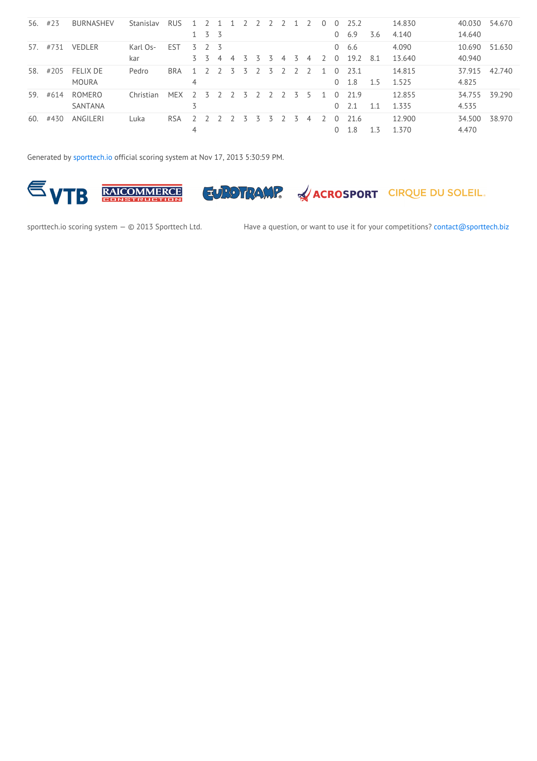| | | | | | | | | | | | | | | | | | | | | | | | |
|---|---|---|---|---|---|---|---|---|---|---|---|---|---|---|---|---|---|---|---|---|---|---|---|
| 56. | #23 | BURNASHEV | Stanislav | RUS | 1 | 2 | 1 | 1 | 2 | 2 | 2 | 2 | 1 | 2 | 0 | 0 | 25.2 | | 14.830 | 40.030 | 54.670 |
| | | | | | 1 | 3 | 3 | | | | | | | | | 0 | 6.9 | 3.6 | 4.140 | 14.640 | |
| 57. | #731 | VEDLER | Karl Os-kar | EST | 3 | 2 | 3 | | | | | | | | | 0 | 6.6 | | 4.090 | 10.690 | 51.630 |
| | | | | | 3 | 3 | 4 | 4 | 3 | 3 | 3 | 4 | 3 | 4 | 2 | 0 | 19.2 | 8.1 | 13.640 | 40.940 | |
| 58. | #205 | FELIX DE MOURA | Pedro | BRA | 1 | 2 | 2 | 3 | 3 | 2 | 3 | 2 | 2 | 2 | 1 | 0 | 23.1 | | 14.815 | 37.915 | 42.740 |
| | | | | | 4 | | | | | | | | | | | 0 | 1.8 | 1.5 | 1.525 | 4.825 | |
| 59. | #614 | ROMERO SANTANA | Christian | MEX | 2 | 3 | 2 | 2 | 3 | 2 | 2 | 2 | 3 | 5 | 1 | 0 | 21.9 | | 12.855 | 34.755 | 39.290 |
| | | | | | 3 | | | | | | | | | | | 0 | 2.1 | 1.1 | 1.335 | 4.535 | |
| 60. | #430 | ANGILERI | Luka | RSA | 2 | 2 | 2 | 2 | 3 | 3 | 3 | 2 | 3 | 4 | 2 | 0 | 21.6 | | 12.900 | 34.500 | 38.970 |
| | | | | | 4 | | | | | | | | | | | 0 | 1.8 | 1.3 | 1.370 | 4.470 | |

Generated by sporttech.io official scoring system at Nov 17, 2013 5:30:59 PM.

VTB RAICOMMERCE CONSTRUCTION EUROTRAMP ACROSPORT CIRQUE DU SOLEIL

sporttech.io scoring system — © 2013 Sporttech Ltd. Have a question, or want to use it for your competitions? contact@sporttech.biz